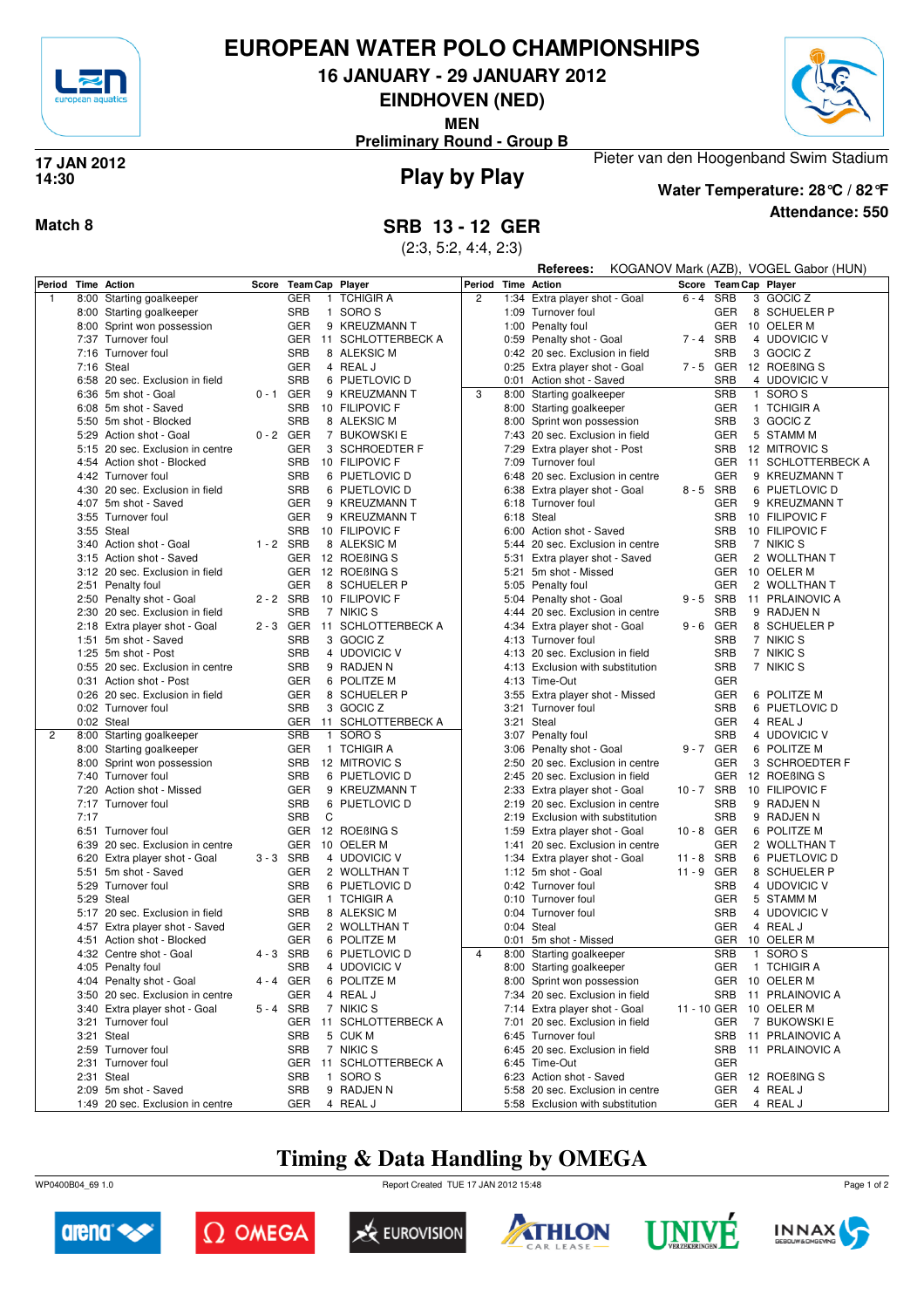# EUROPEAN WATER POLO CHAMPIONSHIPS

## 16 JANUARY - 29 JANUARY 2012

## EINDHOVEN (NED)

**MEN**

**Preliminary Round - Group B**

**17 JAN 2012**
**14:30**

Pieter van den Hoogenband Swim Stadium

## Play by Play

**Water Temperature: 28°C / 82°F**

**Attendance: 550**

**Match 8**

## SRB 13 - 12 GER

(2:3, 5:2, 4:4, 2:3)

**Referees:** KOGANOV Mark (AZB), VOGEL Gabor (HUN)

| Period | Time | Action | Score | Team | Cap | Player |
|---|---|---|---|---|---|---|
| 1 | 8:00 | Starting goalkeeper | | GER | 1 | TCHIGIR A |
| | 8:00 | Starting goalkeeper | | SRB | 1 | SORO S |
| | 8:00 | Sprint won possession | | GER | 9 | KREUZMANN T |
| | 7:37 | Turnover foul | | GER | 11 | SCHLOTTERBECK A |
| | 7:16 | Turnover foul | | SRB | 8 | ALEKSIC M |
| | 7:16 | Steal | | GER | 4 | REAL J |
| | 6:58 | 20 sec. Exclusion in field | | SRB | 6 | PIJETLOVIC D |
| | 6:36 | 5m shot - Goal | 0 - 1 | GER | 9 | KREUZMANN T |
| | 6:08 | 5m shot - Saved | | SRB | 10 | FILIPOVIC F |
| | 5:50 | 5m shot - Blocked | | SRB | 8 | ALEKSIC M |
| | 5:29 | Action shot - Goal | 0 - 2 | GER | 7 | BUKOWSKI E |
| | 5:15 | 20 sec. Exclusion in centre | | GER | 3 | SCHROEDTER F |
| | 4:54 | Action shot - Blocked | | SRB | 10 | FILIPOVIC F |
| | 4:42 | Turnover foul | | SRB | 6 | PIJETLOVIC D |
| | 4:30 | 20 sec. Exclusion in field | | SRB | 6 | PIJETLOVIC D |
| | 4:07 | 5m shot - Saved | | GER | 9 | KREUZMANN T |
| | 3:55 | Turnover foul | | GER | 9 | KREUZMANN T |
| | 3:55 | Steal | | SRB | 10 | FILIPOVIC F |
| | 3:40 | Action shot - Goal | 1 - 2 | SRB | 8 | ALEKSIC M |
| | 3:15 | Action shot - Saved | | GER | 12 | ROEßING S |
| | 3:12 | 20 sec. Exclusion in field | | GER | 12 | ROEßING S |
| | 2:51 | Penalty foul | | GER | 8 | SCHUELER P |
| | 2:50 | Penalty shot - Goal | 2 - 2 | SRB | 10 | FILIPOVIC F |
| | 2:30 | 20 sec. Exclusion in field | | SRB | 7 | NIKIC S |
| | 2:18 | Extra player shot - Goal | 2 - 3 | GER | 11 | SCHLOTTERBECK A |
| | 1:51 | 5m shot - Saved | | SRB | 3 | GOCIC Z |
| | 1:25 | 5m shot - Post | | SRB | 4 | UDOVICIC V |
| | 0:55 | 20 sec. Exclusion in centre | | SRB | 9 | RADJEN N |
| | 0:31 | Action shot - Post | | GER | 6 | POLITZE M |
| | 0:26 | 20 sec. Exclusion in field | | GER | 8 | SCHUELER P |
| | 0:02 | Turnover foul | | SRB | 3 | GOCIC Z |
| | 0:02 | Steal | | GER | 11 | SCHLOTTERBECK A |
| 2 | 8:00 | Starting goalkeeper | | SRB | 1 | SORO S |
| | 8:00 | Starting goalkeeper | | GER | 1 | TCHIGIR A |
| | 8:00 | Sprint won possession | | SRB | 12 | MITROVIC S |
| | 7:40 | Turnover foul | | SRB | 6 | PIJETLOVIC D |
| | 7:20 | Action shot - Missed | | GER | 9 | KREUZMANN T |
| | 7:17 | Turnover foul | | SRB | 6 | PIJETLOVIC D |
| | 7:17 | | | SRB | C | |
| | 6:51 | Turnover foul | | GER | 12 | ROEßING S |
| | 6:39 | 20 sec. Exclusion in centre | | GER | 10 | OELER M |
| | 6:20 | Extra player shot - Goal | 3 - 3 | SRB | 4 | UDOVICIC V |
| | 5:51 | 5m shot - Saved | | GER | 2 | WOLLTHAN T |
| | 5:29 | Turnover foul | | SRB | 6 | PIJETLOVIC D |
| | 5:29 | Steal | | GER | 1 | TCHIGIR A |
| | 5:17 | 20 sec. Exclusion in field | | SRB | 8 | ALEKSIC M |
| | 4:57 | Extra player shot - Saved | | GER | 2 | WOLLTHAN T |
| | 4:51 | Action shot - Blocked | | GER | 6 | POLITZE M |
| | 4:32 | Centre shot - Goal | 4 - 3 | SRB | 6 | PIJETLOVIC D |
| | 4:05 | Penalty foul | | SRB | 4 | UDOVICIC V |
| | 4:04 | Penalty shot - Goal | 4 - 4 | GER | 6 | POLITZE M |
| | 3:50 | 20 sec. Exclusion in centre | | GER | 4 | REAL J |
| | 3:40 | Extra player shot - Goal | 5 - 4 | SRB | 7 | NIKIC S |
| | 3:21 | Turnover foul | | GER | 11 | SCHLOTTERBECK A |
| | 3:21 | Steal | | SRB | 5 | CUK M |
| | 2:59 | Turnover foul | | SRB | 7 | NIKIC S |
| | 2:31 | Turnover foul | | GER | 11 | SCHLOTTERBECK A |
| | 2:31 | Steal | | SRB | 1 | SORO S |
| | 2:09 | 5m shot - Saved | | SRB | 9 | RADJEN N |
| | 1:49 | 20 sec. Exclusion in centre | | GER | 4 | REAL J |
| 2 | 1:34 | Extra player shot - Goal | 6 - 4 | SRB | 3 | GOCIC Z |
| | 1:09 | Turnover foul | | GER | 8 | SCHUELER P |
| | 1:00 | Penalty foul | | GER | 10 | OELER M |
| | 0:59 | Penalty shot - Goal | 7 - 4 | SRB | 4 | UDOVICIC V |
| | 0:42 | 20 sec. Exclusion in field | | SRB | 3 | GOCIC Z |
| | 0:25 | Extra player shot - Goal | 7 - 5 | GER | 12 | ROEßING S |
| | 0:01 | Action shot - Saved | | SRB | 4 | UDOVICIC V |
| 3 | 8:00 | Starting goalkeeper | | SRB | 1 | SORO S |
| | 8:00 | Starting goalkeeper | | GER | 1 | TCHIGIR A |
| | 8:00 | Sprint won possession | | SRB | 3 | GOCIC Z |
| | 7:43 | 20 sec. Exclusion in field | | GER | 5 | STAMM M |
| | 7:29 | Extra player shot - Post | | SRB | 12 | MITROVIC S |
| | 7:09 | Turnover foul | | GER | 11 | SCHLOTTERBECK A |
| | 6:48 | 20 sec. Exclusion in centre | | GER | 9 | KREUZMANN T |
| | 6:38 | Extra player shot - Goal | 8 - 5 | SRB | 6 | PIJETLOVIC D |
| | 6:18 | Turnover foul | | GER | 9 | KREUZMANN T |
| | 6:18 | Steal | | SRB | 10 | FILIPOVIC F |
| | 6:00 | Action shot - Saved | | SRB | 10 | FILIPOVIC F |
| | 5:44 | 20 sec. Exclusion in centre | | SRB | 7 | NIKIC S |
| | 5:31 | Extra player shot - Saved | | GER | 2 | WOLLTHAN T |
| | 5:21 | 5m shot - Missed | | GER | 10 | OELER M |
| | 5:05 | Penalty foul | | GER | 2 | WOLLTHAN T |
| | 5:04 | Penalty shot - Goal | 9 - 5 | SRB | 11 | PRLAINOVIC A |
| | 4:44 | 20 sec. Exclusion in centre | | SRB | 9 | RADJEN N |
| | 4:34 | Extra player shot - Goal | 9 - 6 | GER | 8 | SCHUELER P |
| | 4:13 | Turnover foul | | SRB | 7 | NIKIC S |
| | 4:13 | 20 sec. Exclusion in field | | SRB | 7 | NIKIC S |
| | 4:13 | Exclusion with substitution | | SRB | 7 | NIKIC S |
| | 4:13 | Time-Out | | GER | | |
| | 3:55 | Extra player shot - Missed | | GER | 6 | POLITZE M |
| | 3:21 | Turnover foul | | SRB | 6 | PIJETLOVIC D |
| | 3:21 | Steal | | GER | 4 | REAL J |
| | 3:07 | Penalty foul | | SRB | 4 | UDOVICIC V |
| | 3:06 | Penalty shot - Goal | 9 - 7 | GER | 6 | POLITZE M |
| | 2:50 | 20 sec. Exclusion in centre | | GER | 3 | SCHROEDTER F |
| | 2:45 | 20 sec. Exclusion in field | | GER | 12 | ROEßING S |
| | 2:33 | Extra player shot - Goal | 10 - 7 | SRB | 10 | FILIPOVIC F |
| | 2:19 | 20 sec. Exclusion in centre | | SRB | 9 | RADJEN N |
| | 2:19 | Exclusion with substitution | | SRB | 9 | RADJEN N |
| | 1:59 | Extra player shot - Goal | 10 - 8 | GER | 6 | POLITZE M |
| | 1:41 | 20 sec. Exclusion in centre | | GER | 2 | WOLLTHAN T |
| | 1:34 | Extra player shot - Goal | 11 - 8 | SRB | 6 | PIJETLOVIC D |
| | 1:12 | 5m shot - Goal | 11 - 9 | GER | 8 | SCHUELER P |
| | 0:42 | Turnover foul | | SRB | 4 | UDOVICIC V |
| | 0:10 | Turnover foul | | GER | 5 | STAMM M |
| | 0:04 | Turnover foul | | SRB | 4 | UDOVICIC V |
| | 0:04 | Steal | | GER | 4 | REAL J |
| | 0:01 | 5m shot - Missed | | GER | 10 | OELER M |
| 4 | 8:00 | Starting goalkeeper | | SRB | 1 | SORO S |
| | 8:00 | Starting goalkeeper | | GER | 1 | TCHIGIR A |
| | 8:00 | Sprint won possession | | GER | 10 | OELER M |
| | 7:34 | 20 sec. Exclusion in field | | SRB | 11 | PRLAINOVIC A |
| | 7:14 | Extra player shot - Goal | 11 - 10 | GER | 10 | OELER M |
| | 7:01 | 20 sec. Exclusion in field | | GER | 7 | BUKOWSKI E |
| | 6:45 | Turnover foul | | SRB | 11 | PRLAINOVIC A |
| | 6:45 | 20 sec. Exclusion in field | | SRB | 11 | PRLAINOVIC A |
| | 6:45 | Time-Out | | GER | | |
| | 6:23 | Action shot - Saved | | GER | 12 | ROEßING S |
| | 5:58 | 20 sec. Exclusion in centre | | GER | 4 | REAL J |
| | 5:58 | Exclusion with substitution | | GER | 4 | REAL J |

## Timing & Data Handling by OMEGA

WP0400B04_69 1.0 Report Created TUE 17 JAN 2012 15:48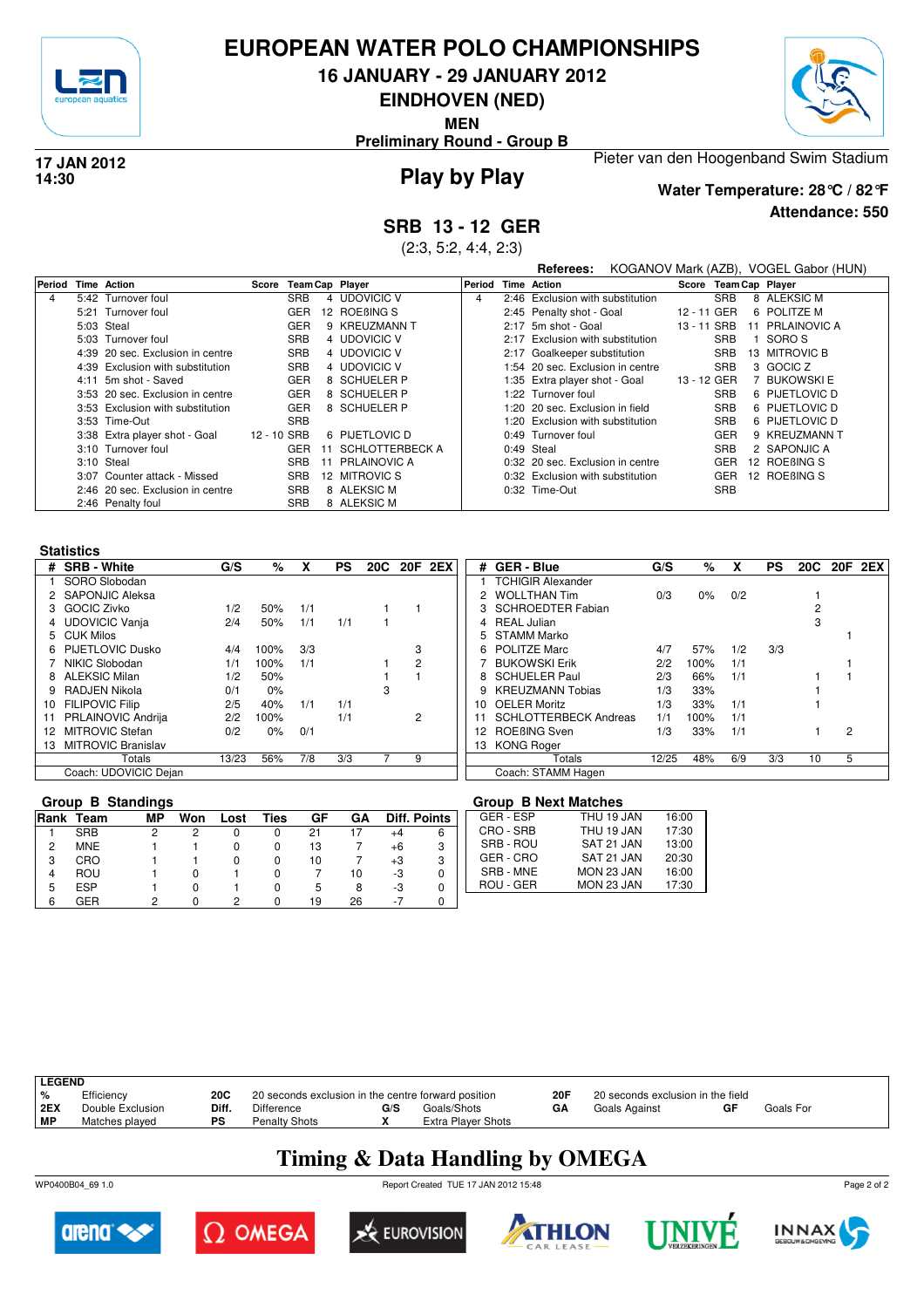# EUROPEAN WATER POLO CHAMPIONSHIPS

## 16 JANUARY - 29 JANUARY 2012

## EINDHOVEN (NED)

**MEN**

**Preliminary Round - Group B**

**17 JAN 2012**
**14:30**

## Play by Play

Pieter van den Hoogenband Swim Stadium

**Water Temperature: 28°C / 82°F**

**Attendance: 550**

## SRB 13 - 12 GER

(2:3, 5:2, 4:4, 2:3)

**Referees:** KOGANOV Mark (AZB), VOGEL Gabor (HUN)

| Period | Time | Action | Score | Team | Cap | Player |
|---|---|---|---|---|---|---|
| 4 | 5:42 | Turnover foul | | SRB | 4 | UDOVICIC V |
| | 5:21 | Turnover foul | | GER | 12 | ROEßING S |
| | 5:03 | Steal | | GER | 9 | KREUZMANN T |
| | 5:03 | Turnover foul | | SRB | 4 | UDOVICIC V |
| | 4:39 | 20 sec. Exclusion in centre | | SRB | 4 | UDOVICIC V |
| | 4:39 | Exclusion with substitution | | SRB | 4 | UDOVICIC V |
| | 4:11 | 5m shot - Saved | | GER | 8 | SCHUELER P |
| | 3:53 | 20 sec. Exclusion in centre | | GER | 8 | SCHUELER P |
| | 3:53 | Exclusion with substitution | | GER | 8 | SCHUELER P |
| | 3:53 | Time-Out | | SRB | | |
| | 3:38 | Extra player shot - Goal | 12 - 10 | SRB | 6 | PIJETLOVIC D |
| | 3:10 | Turnover foul | | GER | 11 | SCHLOTTERBECK A |
| | 3:10 | Steal | | SRB | 11 | PRLAINOVIC A |
| | 3:07 | Counter attack - Missed | | SRB | 12 | MITROVIC S |
| | 2:46 | 20 sec. Exclusion in centre | | SRB | 8 | ALEKSIC M |
| | 2:46 | Penalty foul | | SRB | 8 | ALEKSIC M |
| 4 | 2:46 | Exclusion with substitution | | SRB | 8 | ALEKSIC M |
| | 2:45 | Penalty shot - Goal | 12 - 11 | GER | 6 | POLITZE M |
| | 2:17 | 5m shot - Goal | 13 - 11 | SRB | 11 | PRLAINOVIC A |
| | 2:17 | Exclusion with substitution | | SRB | 1 | SORO S |
| | 2:17 | Goalkeeper substitution | | SRB | 13 | MITROVIC B |
| | 1:54 | 20 sec. Exclusion in centre | | SRB | 3 | GOCIC Z |
| | 1:35 | Extra player shot - Goal | 13 - 12 | GER | 7 | BUKOWSKI E |
| | 1:22 | Turnover foul | | SRB | 6 | PIJETLOVIC D |
| | 1:20 | 20 sec. Exclusion in field | | SRB | 6 | PIJETLOVIC D |
| | 1:20 | Exclusion with substitution | | SRB | 6 | PIJETLOVIC D |
| | 0:49 | Turnover foul | | GER | 9 | KREUZMANN T |
| | 0:49 | Steal | | SRB | 2 | SAPONJIC A |
| | 0:32 | 20 sec. Exclusion in centre | | GER | 12 | ROEßING S |
| | 0:32 | Exclusion with substitution | | GER | 12 | ROEßING S |
| | 0:32 | Time-Out | | SRB | | |

### Statistics

| # | SRB - White | G/S | % | X | PS | 20C | 20F | 2EX |
|---|---|---|---|---|---|---|---|---|
| 1 | SORO Slobodan | | | | | | | |
| 2 | SAPONJIC Aleksa | | | | | | | |
| 3 | GOCIC Zivko | 1/2 | 50% | 1/1 | | 1 | 1 | |
| 4 | UDOVICIC Vanja | 2/4 | 50% | 1/1 | 1/1 | 1 | | |
| 5 | CUK Milos | | | | | | | |
| 6 | PIJETLOVIC Dusko | 4/4 | 100% | 3/3 | | | 3 | |
| 7 | NIKIC Slobodan | 1/1 | 100% | 1/1 | | 1 | 2 | |
| 8 | ALEKSIC Milan | 1/2 | 50% | | | 1 | 1 | |
| 9 | RADJEN Nikola | 0/1 | 0% | | | 3 | | |
| 10 | FILIPOVIC Filip | 2/5 | 40% | 1/1 | 1/1 | | | |
| 11 | PRLAINOVIC Andrija | 2/2 | 100% | | 1/1 | | 2 | |
| 12 | MITROVIC Stefan | 0/2 | 0% | 0/1 | | | | |
| 13 | MITROVIC Branislav | | | | | | | |
| | Totals | 13/23 | 56% | 7/8 | 3/3 | 7 | 9 | |
| | Coach: UDOVICIC Dejan | | | | | | | |

| # | GER - Blue | G/S | % | X | PS | 20C | 20F | 2EX |
|---|---|---|---|---|---|---|---|---|
| 1 | TCHIGIR Alexander | | | | | | | |
| 2 | WOLLTHAN Tim | 0/3 | 0% | 0/2 | | 1 | | |
| 3 | SCHROEDTER Fabian | | | | | 2 | | |
| 4 | REAL Julian | | | | | 3 | | |
| 5 | STAMM Marko | | | | | | 1 | |
| 6 | POLITZE Marc | 4/7 | 57% | 1/2 | 3/3 | | | |
| 7 | BUKOWSKI Erik | 2/2 | 100% | 1/1 | | | 1 | |
| 8 | SCHUELER Paul | 2/3 | 66% | 1/1 | | 1 | 1 | |
| 9 | KREUZMANN Tobias | 1/3 | 33% | | | 1 | | |
| 10 | OELER Moritz | 1/3 | 33% | 1/1 | | 1 | | |
| 11 | SCHLOTTERBECK Andreas | 1/1 | 100% | 1/1 | | | | |
| 12 | ROEßING Sven | 1/3 | 33% | 1/1 | | 1 | 2 | |
| 13 | KONG Roger | | | | | | | |
| | Totals | 12/25 | 48% | 6/9 | 3/3 | 10 | 5 | |
| | Coach: STAMM Hagen | | | | | | | |

### Group B Standings

| Rank | Team | MP | Won | Lost | Ties | GF | GA | Diff. | Points |
|---|---|---|---|---|---|---|---|---|---|
| 1 | SRB | 2 | 2 | 0 | 0 | 21 | 17 | +4 | 6 |
| 2 | MNE | 1 | 1 | 0 | 0 | 13 | 7 | +6 | 3 |
| 3 | CRO | 1 | 1 | 0 | 0 | 10 | 7 | +3 | 3 |
| 4 | ROU | 1 | 0 | 1 | 0 | 7 | 10 | -3 | 0 |
| 5 | ESP | 1 | 0 | 1 | 0 | 5 | 8 | -3 | 0 |
| 6 | GER | 2 | 0 | 2 | 0 | 19 | 26 | -7 | 0 |

### Group B Next Matches

| | | |
|---|---|---|
| GER - ESP | THU 19 JAN | 16:00 |
| CRO - SRB | THU 19 JAN | 17:30 |
| SRB - ROU | SAT 21 JAN | 13:00 |
| GER - CRO | SAT 21 JAN | 20:30 |
| SRB - MNE | MON 23 JAN | 16:00 |
| ROU - GER | MON 23 JAN | 17:30 |

**LEGEND**

| | | | | | | | | | |
|---|---|---|---|---|---|---|---|---|---|
| % | Efficiency | 20C | 20 seconds exclusion in the centre forward position | | | 20F | 20 seconds exclusion in the field | | |
| 2EX | Double Exclusion | Diff. | Difference | G/S | Goals/Shots | GA | Goals Against | GF | Goals For |
| MP | Matches played | PS | Penalty Shots | X | Extra Player Shots | | | | |

## Timing & Data Handling by OMEGA

WP0400B04_69 1.0 Report Created TUE 17 JAN 2012 15:48